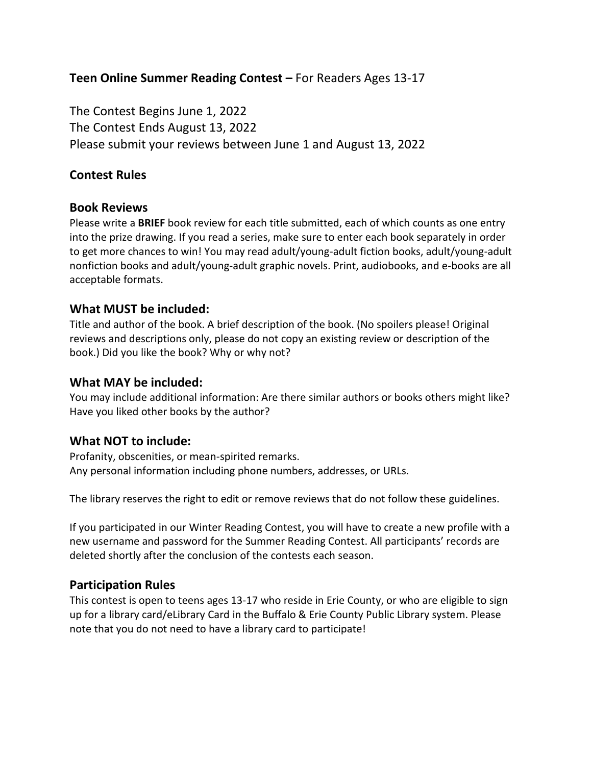# **Teen Online Summer Reading Contest –** For Readers Ages 13-17

The Contest Begins June 1, 2022
The Contest Ends August 13, 2022
Please submit your reviews between June 1 and August 13, 2022

## Contest Rules

### Book Reviews

Please write a **BRIEF** book review for each title submitted, each of which counts as one entry into the prize drawing. If you read a series, make sure to enter each book separately in order to get more chances to win! You may read adult/young-adult fiction books, adult/young-adult nonfiction books and adult/young-adult graphic novels. Print, audiobooks, and e-books are all acceptable formats.

### What MUST be included:

Title and author of the book. A brief description of the book. (No spoilers please! Original reviews and descriptions only, please do not copy an existing review or description of the book.) Did you like the book? Why or why not?

### What MAY be included:

You may include additional information: Are there similar authors or books others might like? Have you liked other books by the author?

### What NOT to include:

Profanity, obscenities, or mean-spirited remarks.
Any personal information including phone numbers, addresses, or URLs.

The library reserves the right to edit or remove reviews that do not follow these guidelines.

If you participated in our Winter Reading Contest, you will have to create a new profile with a new username and password for the Summer Reading Contest. All participants' records are deleted shortly after the conclusion of the contests each season.

### Participation Rules

This contest is open to teens ages 13-17 who reside in Erie County, or who are eligible to sign up for a library card/eLibrary Card in the Buffalo & Erie County Public Library system. Please note that you do not need to have a library card to participate!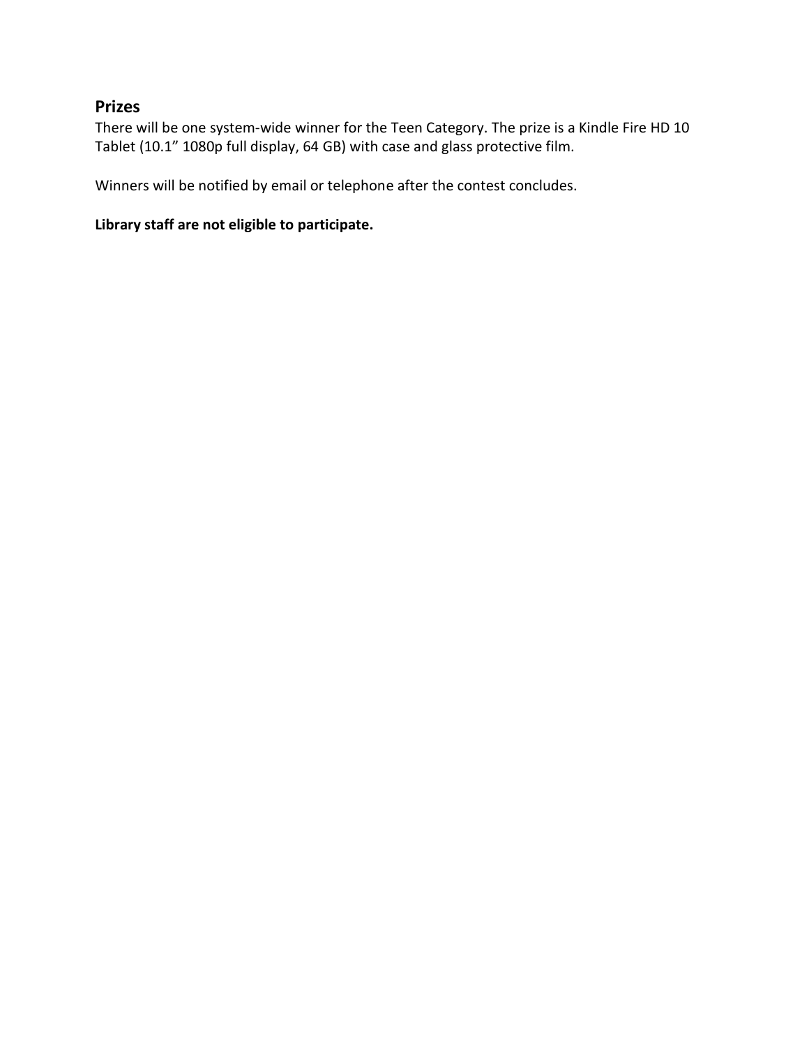## Prizes

There will be one system-wide winner for the Teen Category. The prize is a Kindle Fire HD 10 Tablet (10.1" 1080p full display, 64 GB) with case and glass protective film.

Winners will be notified by email or telephone after the contest concludes.

**Library staff are not eligible to participate.**